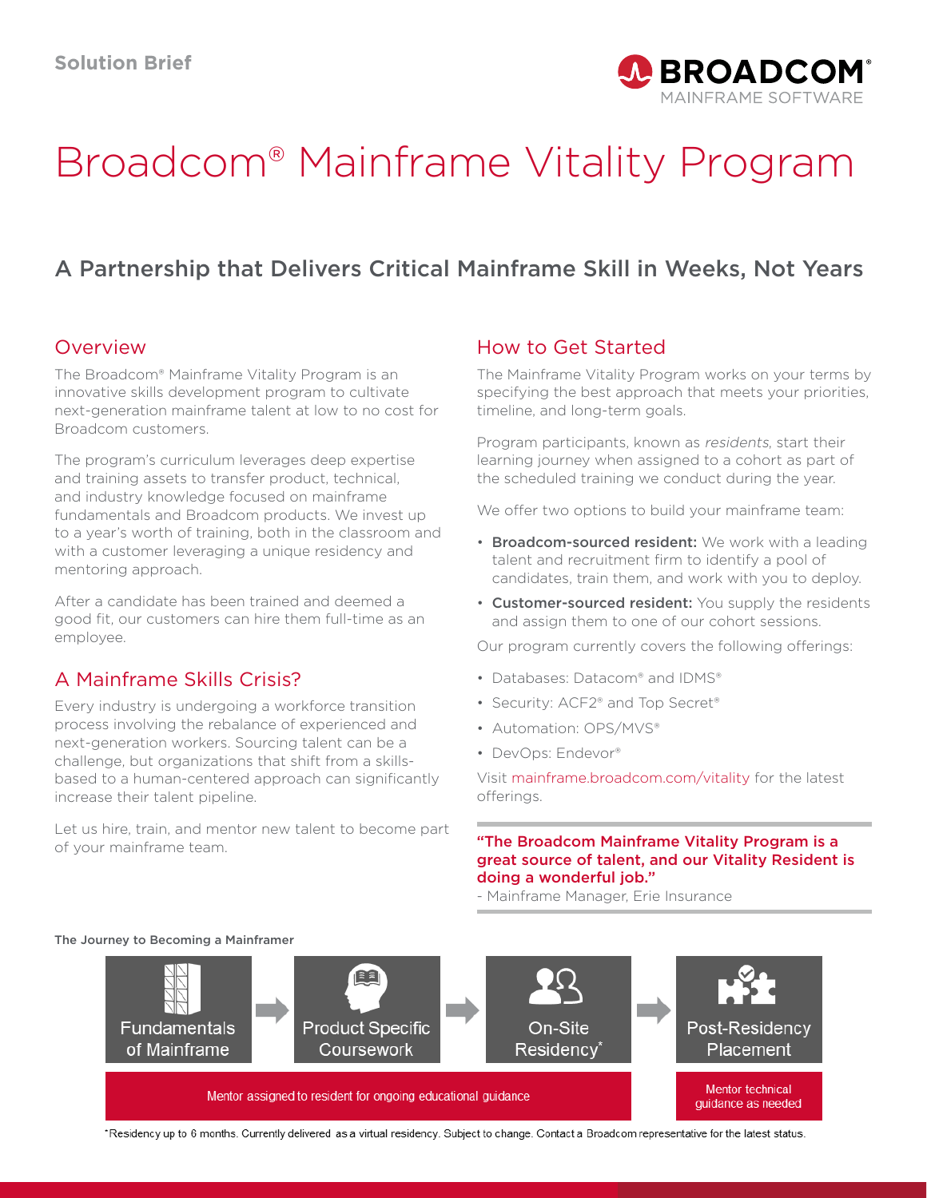Solution Brief

# Broadcom® Mainframe Vitality Program

## A Partnership that Delivers Critical Mainframe Skill in Weeks, Not Years

### Overview

The Broadcom® Mainframe Vitality Program is an innovative skills development program to cultivate next-generation mainframe talent at low to no cost for Broadcom customers.

The program's curriculum leverages deep expertise and training assets to transfer product, technical, and industry knowledge focused on mainframe fundamentals and Broadcom products. We invest up to a year's worth of training, both in the classroom and with a customer leveraging a unique residency and mentoring approach.

After a candidate has been trained and deemed a good fit, our customers can hire them full-time as an employee.

### A Mainframe Skills Crisis?

Every industry is undergoing a workforce transition process involving the rebalance of experienced and next-generation workers. Sourcing talent can be a challenge, but organizations that shift from a skills-based to a human-centered approach can significantly increase their talent pipeline.

Let us hire, train, and mentor new talent to become part of your mainframe team.

### How to Get Started

The Mainframe Vitality Program works on your terms by specifying the best approach that meets your priorities, timeline, and long-term goals.

Program participants, known as *residents*, start their learning journey when assigned to a cohort as part of the scheduled training we conduct during the year.

We offer two options to build your mainframe team:

- **Broadcom-sourced resident:** We work with a leading talent and recruitment firm to identify a pool of candidates, train them, and work with you to deploy.
- **Customer-sourced resident:** You supply the residents and assign them to one of our cohort sessions.

Our program currently covers the following offerings:

- Databases: Datacom® and IDMS®
- Security: ACF2® and Top Secret®
- Automation: OPS/MVS®
- DevOps: Endevor®

Visit mainframe.broadcom.com/vitality for the latest offerings.

**"The Broadcom Mainframe Vitality Program is a great source of talent, and our Vitality Resident is doing a wonderful job."**
- Mainframe Manager, Erie Insurance

**The Journey to Becoming a Mainframer**

Fundamentals of Mainframe → Product Specific Coursework → On-Site Residency* → Post-Residency Placement

Mentor assigned to resident for ongoing educational guidance

Mentor technical guidance as needed

*Residency up to 6 months. Currently delivered as a virtual residency. Subject to change. Contact a Broadcom representative for the latest status.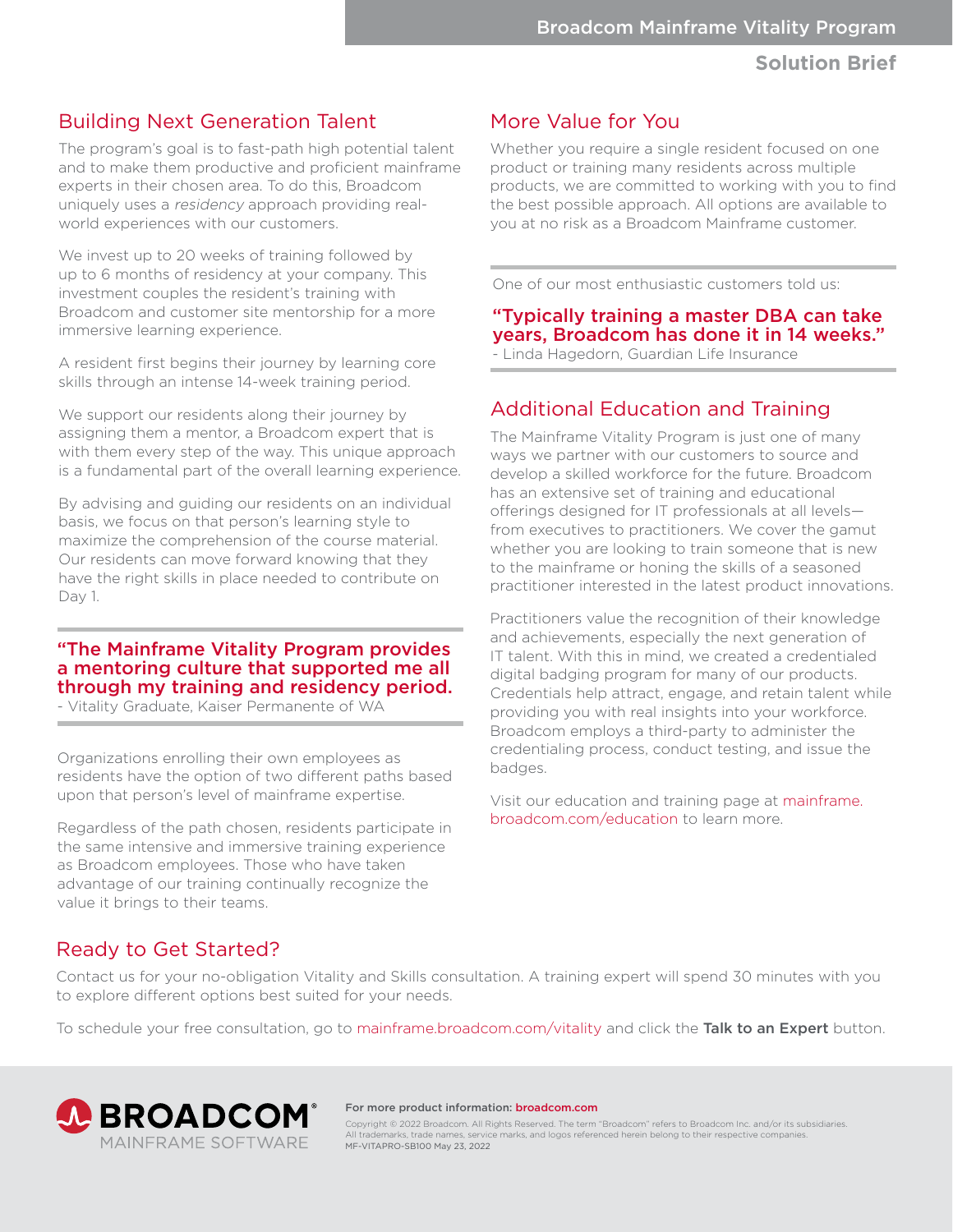## Building Next Generation Talent

The program's goal is to fast-path high potential talent and to make them productive and proficient mainframe experts in their chosen area. To do this, Broadcom uniquely uses a *residency* approach providing real-world experiences with our customers.

We invest up to 20 weeks of training followed by up to 6 months of residency at your company. This investment couples the resident's training with Broadcom and customer site mentorship for a more immersive learning experience.

A resident first begins their journey by learning core skills through an intense 14-week training period.

We support our residents along their journey by assigning them a mentor, a Broadcom expert that is with them every step of the way. This unique approach is a fundamental part of the overall learning experience.

By advising and guiding our residents on an individual basis, we focus on that person's learning style to maximize the comprehension of the course material. Our residents can move forward knowing that they have the right skills in place needed to contribute on Day 1.

> **"The Mainframe Vitality Program provides a mentoring culture that supported me all through my training and residency period.**
> - Vitality Graduate, Kaiser Permanente of WA

Organizations enrolling their own employees as residents have the option of two different paths based upon that person's level of mainframe expertise.

Regardless of the path chosen, residents participate in the same intensive and immersive training experience as Broadcom employees. Those who have taken advantage of our training continually recognize the value it brings to their teams.

## More Value for You

Whether you require a single resident focused on one product or training many residents across multiple products, we are committed to working with you to find the best possible approach. All options are available to you at no risk as a Broadcom Mainframe customer.

One of our most enthusiastic customers told us:

> **"Typically training a master DBA can take years, Broadcom has done it in 14 weeks."**
> - Linda Hagedorn, Guardian Life Insurance

## Additional Education and Training

The Mainframe Vitality Program is just one of many ways we partner with our customers to source and develop a skilled workforce for the future. Broadcom has an extensive set of training and educational offerings designed for IT professionals at all levels—from executives to practitioners. We cover the gamut whether you are looking to train someone that is new to the mainframe or honing the skills of a seasoned practitioner interested in the latest product innovations.

Practitioners value the recognition of their knowledge and achievements, especially the next generation of IT talent. With this in mind, we created a credentialed digital badging program for many of our products. Credentials help attract, engage, and retain talent while providing you with real insights into your workforce. Broadcom employs a third-party to administer the credentialing process, conduct testing, and issue the badges.

Visit our education and training page at mainframe.broadcom.com/education to learn more.

## Ready to Get Started?

Contact us for your no-obligation Vitality and Skills consultation. A training expert will spend 30 minutes with you to explore different options best suited for your needs.

To schedule your free consultation, go to mainframe.broadcom.com/vitality and click the **Talk to an Expert** button.

BROADCOM® MAINFRAME SOFTWARE

**For more product information:** broadcom.com

Copyright © 2022 Broadcom. All Rights Reserved. The term "Broadcom" refers to Broadcom Inc. and/or its subsidiaries. All trademarks, trade names, service marks, and logos referenced herein belong to their respective companies.
MF-VITAPRO-SB100 May 23, 2022